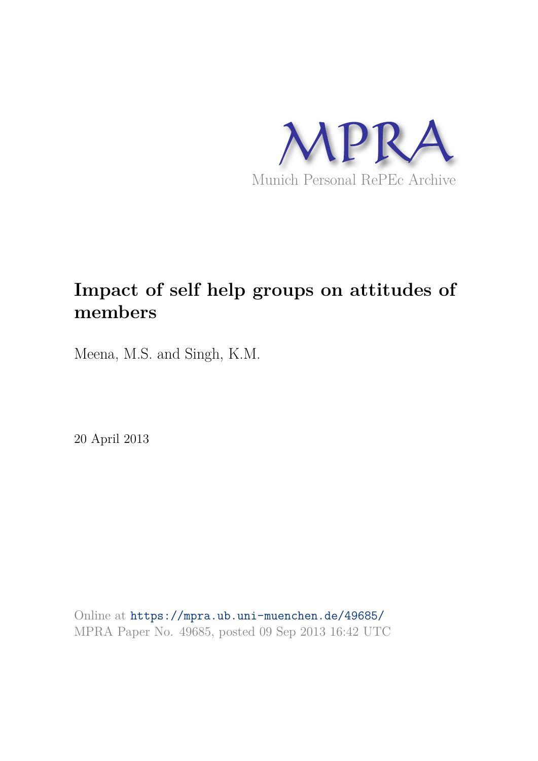MPRA

Munich Personal RePEc Archive

# Impact of self help groups on attitudes of members

Meena, M.S. and Singh, K.M.

20 April 2013

Online at https://mpra.ub.uni-muenchen.de/49685/
MPRA Paper No. 49685, posted 09 Sep 2013 16:42 UTC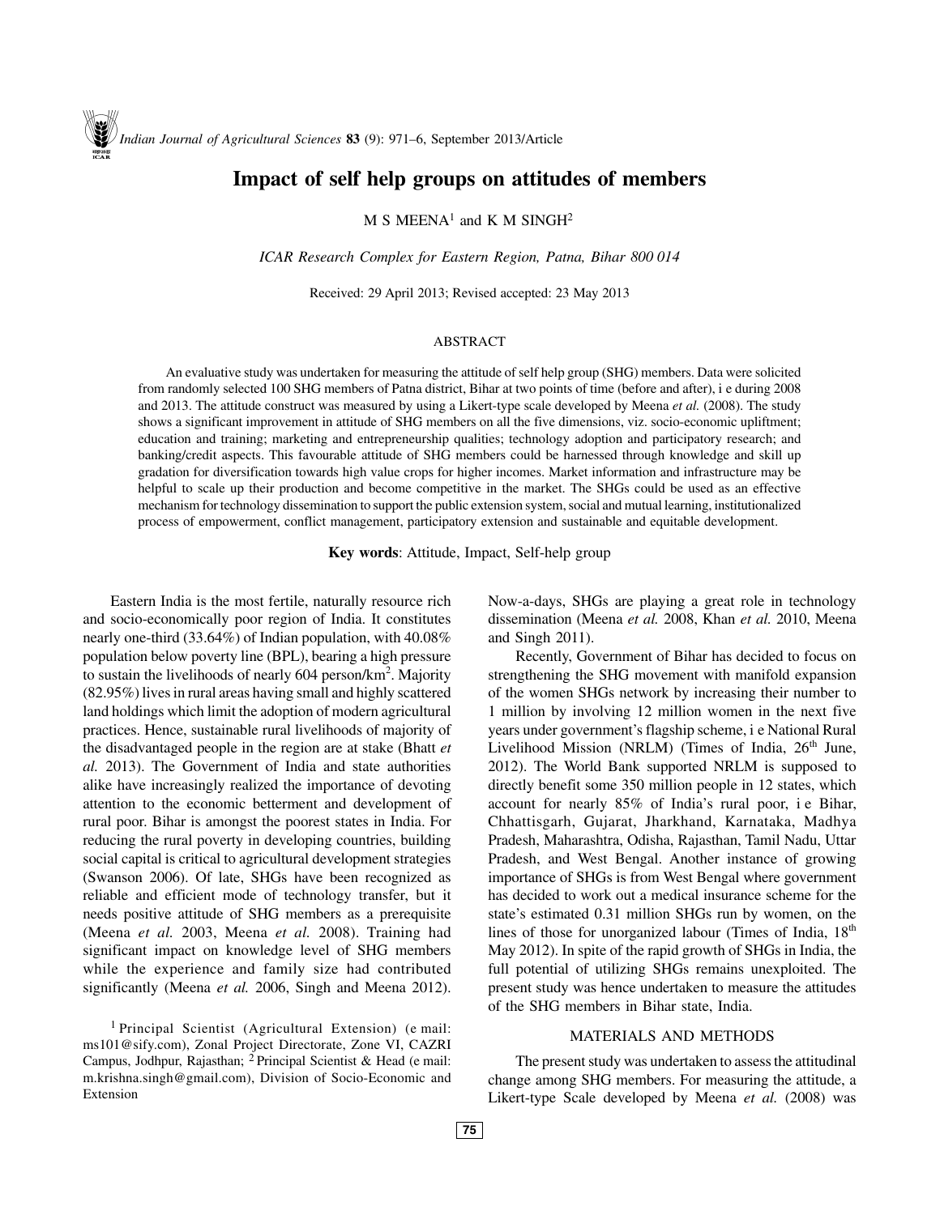# Impact of self help groups on attitudes of members

M S MEENA[1] and K M SINGH[2]

*ICAR Research Complex for Eastern Region, Patna, Bihar 800 014*

Received: 29 April 2013; Revised accepted: 23 May 2013

## ABSTRACT

An evaluative study was undertaken for measuring the attitude of self help group (SHG) members. Data were solicited from randomly selected 100 SHG members of Patna district, Bihar at two points of time (before and after), i e during 2008 and 2013. The attitude construct was measured by using a Likert-type scale developed by Meena *et al.* (2008). The study shows a significant improvement in attitude of SHG members on all the five dimensions, viz. socio-economic upliftment; education and training; marketing and entrepreneurship qualities; technology adoption and participatory research; and banking/credit aspects. This favourable attitude of SHG members could be harnessed through knowledge and skill up gradation for diversification towards high value crops for higher incomes. Market information and infrastructure may be helpful to scale up their production and become competitive in the market. The SHGs could be used as an effective mechanism for technology dissemination to support the public extension system, social and mutual learning, institutionalized process of empowerment, conflict management, participatory extension and sustainable and equitable development.

**Key words**: Attitude, Impact, Self-help group

Eastern India is the most fertile, naturally resource rich and socio-economically poor region of India. It constitutes nearly one-third (33.64%) of Indian population, with 40.08% population below poverty line (BPL), bearing a high pressure to sustain the livelihoods of nearly 604 person/km$^2$. Majority (82.95%) lives in rural areas having small and highly scattered land holdings which limit the adoption of modern agricultural practices. Hence, sustainable rural livelihoods of majority of the disadvantaged people in the region are at stake (Bhatt *et al.* 2013). The Government of India and state authorities alike have increasingly realized the importance of devoting attention to the economic betterment and development of rural poor. Bihar is amongst the poorest states in India. For reducing the rural poverty in developing countries, building social capital is critical to agricultural development strategies (Swanson 2006). Of late, SHGs have been recognized as reliable and efficient mode of technology transfer, but it needs positive attitude of SHG members as a prerequisite (Meena *et al.* 2003, Meena *et al.* 2008). Training had significant impact on knowledge level of SHG members while the experience and family size had contributed significantly (Meena *et al.* 2006, Singh and Meena 2012). Now-a-days, SHGs are playing a great role in technology dissemination (Meena *et al.* 2008, Khan *et al.* 2010, Meena and Singh 2011).

Recently, Government of Bihar has decided to focus on strengthening the SHG movement with manifold expansion of the women SHGs network by increasing their number to 1 million by involving 12 million women in the next five years under government's flagship scheme, i e National Rural Livelihood Mission (NRLM) (Times of India, 26th June, 2012). The World Bank supported NRLM is supposed to directly benefit some 350 million people in 12 states, which account for nearly 85% of India's rural poor, i e Bihar, Chhattisgarh, Gujarat, Jharkhand, Karnataka, Madhya Pradesh, Maharashtra, Odisha, Rajasthan, Tamil Nadu, Uttar Pradesh, and West Bengal. Another instance of growing importance of SHGs is from West Bengal where government has decided to work out a medical insurance scheme for the state's estimated 0.31 million SHGs run by women, on the lines of those for unorganized labour (Times of India, 18th May 2012). In spite of the rapid growth of SHGs in India, the full potential of utilizing SHGs remains unexploited. The present study was hence undertaken to measure the attitudes of the SHG members in Bihar state, India.

## MATERIALS AND METHODS

The present study was undertaken to assess the attitudinal change among SHG members. For measuring the attitude, a Likert-type Scale developed by Meena *et al.* (2008) was

[1] Principal Scientist (Agricultural Extension) (e mail: ms101@sify.com), Zonal Project Directorate, Zone VI, CAZRI Campus, Jodhpur, Rajasthan; [2] Principal Scientist & Head (e mail: m.krishna.singh@gmail.com), Division of Socio-Economic and Extension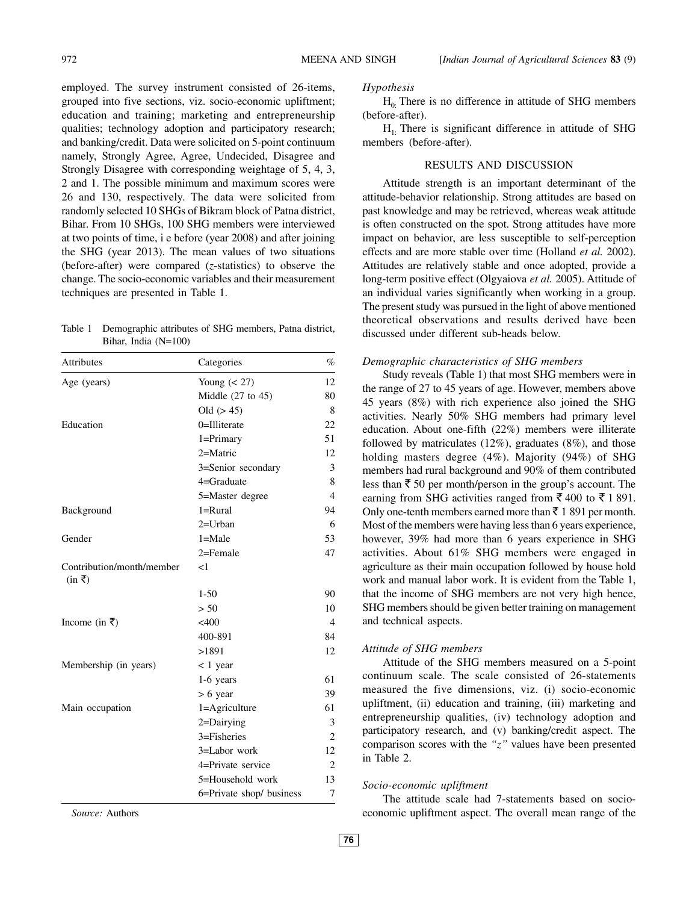employed. The survey instrument consisted of 26-items, grouped into five sections, viz. socio-economic upliftment; education and training; marketing and entrepreneurship qualities; technology adoption and participatory research; and banking/credit. Data were solicited on 5-point continuum namely, Strongly Agree, Agree, Undecided, Disagree and Strongly Disagree with corresponding weightage of 5, 4, 3, 2 and 1. The possible minimum and maximum scores were 26 and 130, respectively. The data were solicited from randomly selected 10 SHGs of Bikram block of Patna district, Bihar. From 10 SHGs, 100 SHG members were interviewed at two points of time, i e before (year 2008) and after joining the SHG (year 2013). The mean values of two situations (before-after) were compared ($z$-statistics) to observe the change. The socio-economic variables and their measurement techniques are presented in Table 1.

Table 1 Demographic attributes of SHG members, Patna district, Bihar, India (N=100)

| Attributes | Categories | % |
|---|---|---|
| Age (years) | Young (< 27) | 12 |
| | Middle (27 to 45) | 80 |
| | Old (> 45) | 8 |
| Education | 0=Illiterate | 22 |
| | 1=Primary | 51 |
| | 2=Matric | 12 |
| | 3=Senior secondary | 3 |
| | 4=Graduate | 8 |
| | 5=Master degree | 4 |
| Background | 1=Rural | 94 |
| | 2=Urban | 6 |
| Gender | 1=Male | 53 |
| | 2=Female | 47 |
| Contribution/month/member (in ₹) | <1 | |
| | 1-50 | 90 |
| | > 50 | 10 |
| Income (in ₹) | <400 | 4 |
| | 400-891 | 84 |
| | >1891 | 12 |
| Membership (in years) | < 1 year | |
| | 1-6 years | 61 |
| | > 6 year | 39 |
| Main occupation | 1=Agriculture | 61 |
| | 2=Dairying | 3 |
| | 3=Fisheries | 2 |
| | 3=Labor work | 12 |
| | 4=Private service | 2 |
| | 5=Household work | 13 |
| | 6=Private shop/ business | 7 |

*Source:* Authors

*Hypothesis*

$H_0$: There is no difference in attitude of SHG members (before-after).

$H_1$: There is significant difference in attitude of SHG members (before-after).

## RESULTS AND DISCUSSION

Attitude strength is an important determinant of the attitude-behavior relationship. Strong attitudes are based on past knowledge and may be retrieved, whereas weak attitude is often constructed on the spot. Strong attitudes have more impact on behavior, are less susceptible to self-perception effects and are more stable over time (Holland *et al.* 2002). Attitudes are relatively stable and once adopted, provide a long-term positive effect (Olgyaiova *et al.* 2005). Attitude of an individual varies significantly when working in a group. The present study was pursued in the light of above mentioned theoretical observations and results derived have been discussed under different sub-heads below.

*Demographic characteristics of SHG members*

Study reveals (Table 1) that most SHG members were in the range of 27 to 45 years of age. However, members above 45 years (8%) with rich experience also joined the SHG activities. Nearly 50% SHG members had primary level education. About one-fifth (22%) members were illiterate followed by matriculates (12%), graduates (8%), and those holding masters degree (4%). Majority (94%) of SHG members had rural background and 90% of them contributed less than ₹ 50 per month/person in the group's account. The earning from SHG activities ranged from ₹ 400 to ₹ 1 891. Only one-tenth members earned more than ₹ 1 891 per month. Most of the members were having less than 6 years experience, however, 39% had more than 6 years experience in SHG activities. About 61% SHG members were engaged in agriculture as their main occupation followed by house hold work and manual labor work. It is evident from the Table 1, that the income of SHG members are not very high hence, SHG members should be given better training on management and technical aspects.

*Attitude of SHG members*

Attitude of the SHG members measured on a 5-point continuum scale. The scale consisted of 26-statements measured the five dimensions, viz. (i) socio-economic upliftment, (ii) education and training, (iii) marketing and entrepreneurship qualities, (iv) technology adoption and participatory research, and (v) banking/credit aspect. The comparison scores with the *"z"* values have been presented in Table 2.

*Socio-economic upliftment*

The attitude scale had 7-statements based on socio-economic upliftment aspect. The overall mean range of the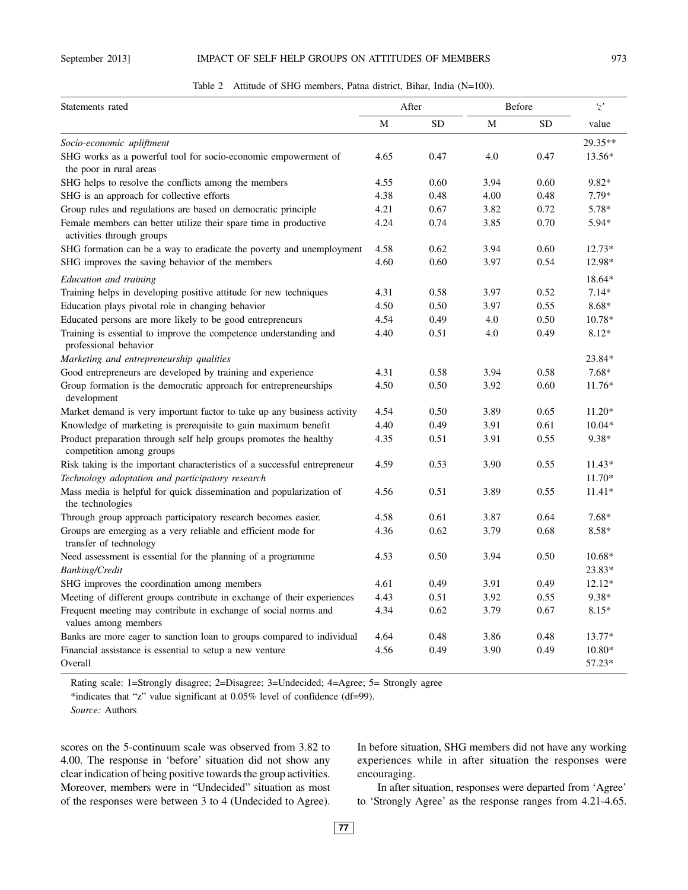Table 2 Attitude of SHG members, Patna district, Bihar, India (N=100).

| Statements rated | After | | Before | | 'z' |
|---|---|---|---|---|---|
| | M | SD | M | SD | value |
| *Socio-economic upliftment* | | | | | 29.35** |
| SHG works as a powerful tool for socio-economic empowerment of the poor in rural areas | 4.65 | 0.47 | 4.0 | 0.47 | 13.56* |
| SHG helps to resolve the conflicts among the members | 4.55 | 0.60 | 3.94 | 0.60 | 9.82* |
| SHG is an approach for collective efforts | 4.38 | 0.48 | 4.00 | 0.48 | 7.79* |
| Group rules and regulations are based on democratic principle | 4.21 | 0.67 | 3.82 | 0.72 | 5.78* |
| Female members can better utilize their spare time in productive activities through groups | 4.24 | 0.74 | 3.85 | 0.70 | 5.94* |
| SHG formation can be a way to eradicate the poverty and unemployment | 4.58 | 0.62 | 3.94 | 0.60 | 12.73* |
| SHG improves the saving behavior of the members | 4.60 | 0.60 | 3.97 | 0.54 | 12.98* |
| *Education and training* | | | | | 18.64* |
| Training helps in developing positive attitude for new techniques | 4.31 | 0.58 | 3.97 | 0.52 | 7.14* |
| Education plays pivotal role in changing behavior | 4.50 | 0.50 | 3.97 | 0.55 | 8.68* |
| Educated persons are more likely to be good entrepreneurs | 4.54 | 0.49 | 4.0 | 0.50 | 10.78* |
| Training is essential to improve the competence understanding and professional behavior | 4.40 | 0.51 | 4.0 | 0.49 | 8.12* |
| *Marketing and entrepreneurship qualities* | | | | | 23.84* |
| Good entrepreneurs are developed by training and experience | 4.31 | 0.58 | 3.94 | 0.58 | 7.68* |
| Group formation is the democratic approach for entrepreneurships development | 4.50 | 0.50 | 3.92 | 0.60 | 11.76* |
| Market demand is very important factor to take up any business activity | 4.54 | 0.50 | 3.89 | 0.65 | 11.20* |
| Knowledge of marketing is prerequisite to gain maximum benefit | 4.40 | 0.49 | 3.91 | 0.61 | 10.04* |
| Product preparation through self help groups promotes the healthy competition among groups | 4.35 | 0.51 | 3.91 | 0.55 | 9.38* |
| Risk taking is the important characteristics of a successful entrepreneur | 4.59 | 0.53 | 3.90 | 0.55 | 11.43* |
| *Technology adoptation and participatory research* | | | | | 11.70* |
| Mass media is helpful for quick dissemination and popularization of the technologies | 4.56 | 0.51 | 3.89 | 0.55 | 11.41* |
| Through group approach participatory research becomes easier. | 4.58 | 0.61 | 3.87 | 0.64 | 7.68* |
| Groups are emerging as a very reliable and efficient mode for transfer of technology | 4.36 | 0.62 | 3.79 | 0.68 | 8.58* |
| Need assessment is essential for the planning of a programme | 4.53 | 0.50 | 3.94 | 0.50 | 10.68* |
| *Banking/Credit* | | | | | 23.83* |
| SHG improves the coordination among members | 4.61 | 0.49 | 3.91 | 0.49 | 12.12* |
| Meeting of different groups contribute in exchange of their experiences | 4.43 | 0.51 | 3.92 | 0.55 | 9.38* |
| Frequent meeting may contribute in exchange of social norms and values among members | 4.34 | 0.62 | 3.79 | 0.67 | 8.15* |
| Banks are more eager to sanction loan to groups compared to individual | 4.64 | 0.48 | 3.86 | 0.48 | 13.77* |
| Financial assistance is essential to setup a new venture | 4.56 | 0.49 | 3.90 | 0.49 | 10.80* |
| Overall | | | | | 57.23* |

Rating scale: 1=Strongly disagree; 2=Disagree; 3=Undecided; 4=Agree; 5= Strongly agree

*indicates that "z" value significant at 0.05% level of confidence (df=99).

*Source:* Authors

scores on the 5-continuum scale was observed from 3.82 to 4.00. The response in 'before' situation did not show any clear indication of being positive towards the group activities. Moreover, members were in "Undecided" situation as most of the responses were between 3 to 4 (Undecided to Agree). In before situation, SHG members did not have any working experiences while in after situation the responses were encouraging.

In after situation, responses were departed from 'Agree' to 'Strongly Agree' as the response ranges from 4.21-4.65.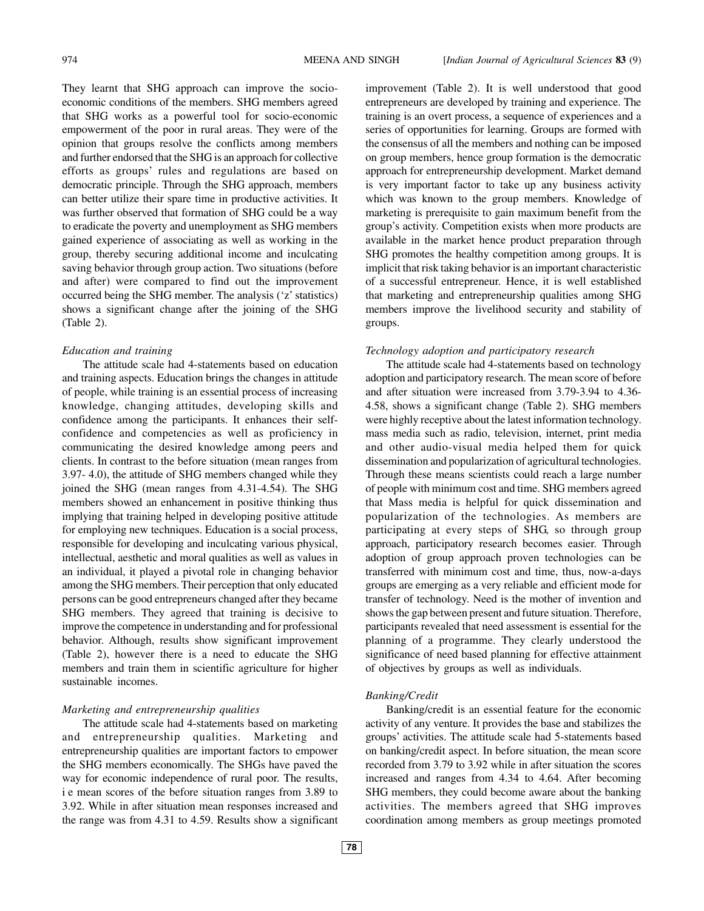They learnt that SHG approach can improve the socio-economic conditions of the members. SHG members agreed that SHG works as a powerful tool for socio-economic empowerment of the poor in rural areas. They were of the opinion that groups resolve the conflicts among members and further endorsed that the SHG is an approach for collective efforts as groups' rules and regulations are based on democratic principle. Through the SHG approach, members can better utilize their spare time in productive activities. It was further observed that formation of SHG could be a way to eradicate the poverty and unemployment as SHG members gained experience of associating as well as working in the group, thereby securing additional income and inculcating saving behavior through group action. Two situations (before and after) were compared to find out the improvement occurred being the SHG member. The analysis ('z' statistics) shows a significant change after the joining of the SHG (Table 2).

*Education and training*

The attitude scale had 4-statements based on education and training aspects. Education brings the changes in attitude of people, while training is an essential process of increasing knowledge, changing attitudes, developing skills and confidence among the participants. It enhances their self-confidence and competencies as well as proficiency in communicating the desired knowledge among peers and clients. In contrast to the before situation (mean ranges from 3.97- 4.0), the attitude of SHG members changed while they joined the SHG (mean ranges from 4.31-4.54). The SHG members showed an enhancement in positive thinking thus implying that training helped in developing positive attitude for employing new techniques. Education is a social process, responsible for developing and inculcating various physical, intellectual, aesthetic and moral qualities as well as values in an individual, it played a pivotal role in changing behavior among the SHG members. Their perception that only educated persons can be good entrepreneurs changed after they became SHG members. They agreed that training is decisive to improve the competence in understanding and for professional behavior. Although, results show significant improvement (Table 2), however there is a need to educate the SHG members and train them in scientific agriculture for higher sustainable incomes.

*Marketing and entrepreneurship qualities*

The attitude scale had 4-statements based on marketing and entrepreneurship qualities. Marketing and entrepreneurship qualities are important factors to empower the SHG members economically. The SHGs have paved the way for economic independence of rural poor. The results, i e mean scores of the before situation ranges from 3.89 to 3.92. While in after situation mean responses increased and the range was from 4.31 to 4.59. Results show a significant improvement (Table 2). It is well understood that good entrepreneurs are developed by training and experience. The training is an overt process, a sequence of experiences and a series of opportunities for learning. Groups are formed with the consensus of all the members and nothing can be imposed on group members, hence group formation is the democratic approach for entrepreneurship development. Market demand is very important factor to take up any business activity which was known to the group members. Knowledge of marketing is prerequisite to gain maximum benefit from the group's activity. Competition exists when more products are available in the market hence product preparation through SHG promotes the healthy competition among groups. It is implicit that risk taking behavior is an important characteristic of a successful entrepreneur. Hence, it is well established that marketing and entrepreneurship qualities among SHG members improve the livelihood security and stability of groups.

*Technology adoption and participatory research*

The attitude scale had 4-statements based on technology adoption and participatory research. The mean score of before and after situation were increased from 3.79-3.94 to 4.36-4.58, shows a significant change (Table 2). SHG members were highly receptive about the latest information technology. mass media such as radio, television, internet, print media and other audio-visual media helped them for quick dissemination and popularization of agricultural technologies. Through these means scientists could reach a large number of people with minimum cost and time. SHG members agreed that Mass media is helpful for quick dissemination and popularization of the technologies. As members are participating at every steps of SHG, so through group approach, participatory research becomes easier. Through adoption of group approach proven technologies can be transferred with minimum cost and time, thus, now-a-days groups are emerging as a very reliable and efficient mode for transfer of technology. Need is the mother of invention and shows the gap between present and future situation. Therefore, participants revealed that need assessment is essential for the planning of a programme. They clearly understood the significance of need based planning for effective attainment of objectives by groups as well as individuals.

*Banking/Credit*

Banking/credit is an essential feature for the economic activity of any venture. It provides the base and stabilizes the groups' activities. The attitude scale had 5-statements based on banking/credit aspect. In before situation, the mean score recorded from 3.79 to 3.92 while in after situation the scores increased and ranges from 4.34 to 4.64. After becoming SHG members, they could become aware about the banking activities. The members agreed that SHG improves coordination among members as group meetings promoted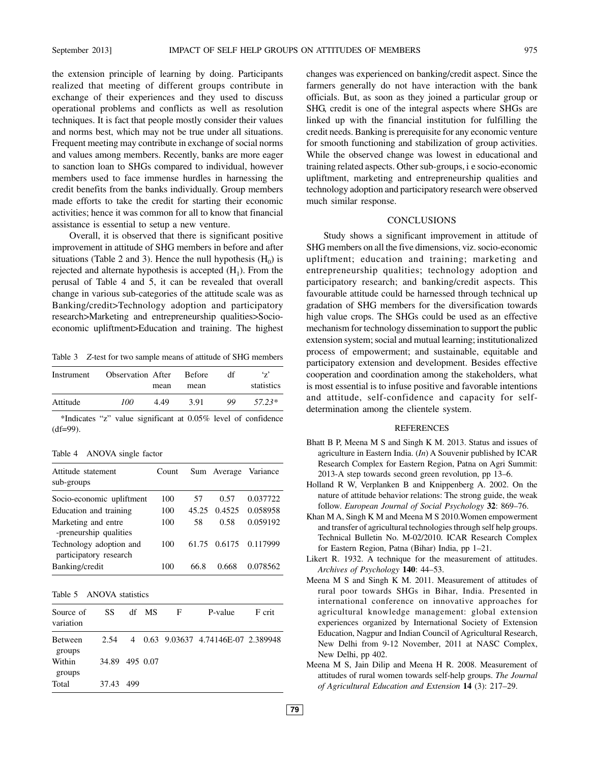the extension principle of learning by doing. Participants realized that meeting of different groups contribute in exchange of their experiences and they used to discuss operational problems and conflicts as well as resolution techniques. It is fact that people mostly consider their values and norms best, which may not be true under all situations. Frequent meeting may contribute in exchange of social norms and values among members. Recently, banks are more eager to sanction loan to SHGs compared to individual, however members used to face immense hurdles in harnessing the credit benefits from the banks individually. Group members made efforts to take the credit for starting their economic activities; hence it was common for all to know that financial assistance is essential to setup a new venture.

Overall, it is observed that there is significant positive improvement in attitude of SHG members in before and after situations (Table 2 and 3). Hence the null hypothesis ($H_0$) is rejected and alternate hypothesis is accepted ($H_1$). From the perusal of Table 4 and 5, it can be revealed that overall change in various sub-categories of the attitude scale was as Banking/credit>Technology adoption and participatory research>Marketing and entrepreneurship qualities>Socio-economic upliftment>Education and training. The highest changes was experienced on banking/credit aspect. Since the farmers generally do not have interaction with the bank officials. But, as soon as they joined a particular group or SHG, credit is one of the integral aspects where SHGs are linked up with the financial institution for fulfilling the credit needs. Banking is prerequisite for any economic venture for smooth functioning and stabilization of group activities. While the observed change was lowest in educational and training related aspects. Other sub-groups, i e socio-economic upliftment, marketing and entrepreneurship qualities and technology adoption and participatory research were observed much similar response.

Table 3 *Z*-test for two sample means of attitude of SHG members

| Instrument | Observation | After mean | Before mean | df | 'z' statistics |
|---|---|---|---|---|---|
| Attitude | *100* | 4.49 | 3.91 | *99* | *57.23\** |

\*Indicates "z" value significant at 0.05% level of confidence (df=99).

Table 4 ANOVA single factor

| Attitude statement sub-groups | Count | Sum | Average | Variance |
|---|---|---|---|---|
| Socio-economic upliftment | 100 | 57 | 0.57 | 0.037722 |
| Education and training | 100 | 45.25 | 0.4525 | 0.058958 |
| Marketing and entre -preneurship qualities | 100 | 58 | 0.58 | 0.059192 |
| Technology adoption and participatory research | 100 | 61.75 | 0.6175 | 0.117999 |
| Banking/credit | 100 | 66.8 | 0.668 | 0.078562 |

Table 5 ANOVA statistics

| Source of variation | SS | df | MS | F | P-value | F crit |
|---|---|---|---|---|---|---|
| Between groups | 2.54 | 4 | 0.63 | 9.03637 | 4.74146E-07 | 2.389948 |
| Within groups | 34.89 | 495 | 0.07 | | | |
| Total | 37.43 | 499 | | | | |

## CONCLUSIONS

Study shows a significant improvement in attitude of SHG members on all the five dimensions, viz. socio-economic upliftment; education and training; marketing and entrepreneurship qualities; technology adoption and participatory research; and banking/credit aspects. This favourable attitude could be harnessed through technical up gradation of SHG members for the diversification towards high value crops. The SHGs could be used as an effective mechanism for technology dissemination to support the public extension system; social and mutual learning; institutionalized process of empowerment; and sustainable, equitable and participatory extension and development. Besides effective cooperation and coordination among the stakeholders, what is most essential is to infuse positive and favorable intentions and attitude, self-confidence and capacity for self-determination among the clientele system.

## REFERENCES

Bhatt B P, Meena M S and Singh K M. 2013. Status and issues of agriculture in Eastern India. (*In*) A Souvenir published by ICAR Research Complex for Eastern Region, Patna on Agri Summit: 2013-A step towards second green revolution, pp 13–6.

Holland R W, Verplanken B and Knippenberg A. 2002. On the nature of attitude behavior relations: The strong guide, the weak follow. *European Journal of Social Psychology* **32**: 869–76.

Khan M A, Singh K M and Meena M S 2010.Women empowerment and transfer of agricultural technologies through self help groups. Technical Bulletin No. M-02/2010. ICAR Research Complex for Eastern Region, Patna (Bihar) India, pp 1–21.

Likert R. 1932. A technique for the measurement of attitudes. *Archives of Psychology* **140**: 44–53.

Meena M S and Singh K M. 2011. Measurement of attitudes of rural poor towards SHGs in Bihar, India. Presented in international conference on innovative approaches for agricultural knowledge management: global extension experiences organized by International Society of Extension Education, Nagpur and Indian Council of Agricultural Research, New Delhi from 9-12 November, 2011 at NASC Complex, New Delhi, pp 402.

Meena M S, Jain Dilip and Meena H R. 2008. Measurement of attitudes of rural women towards self-help groups. *The Journal of Agricultural Education and Extension* **14** (3): 217–29.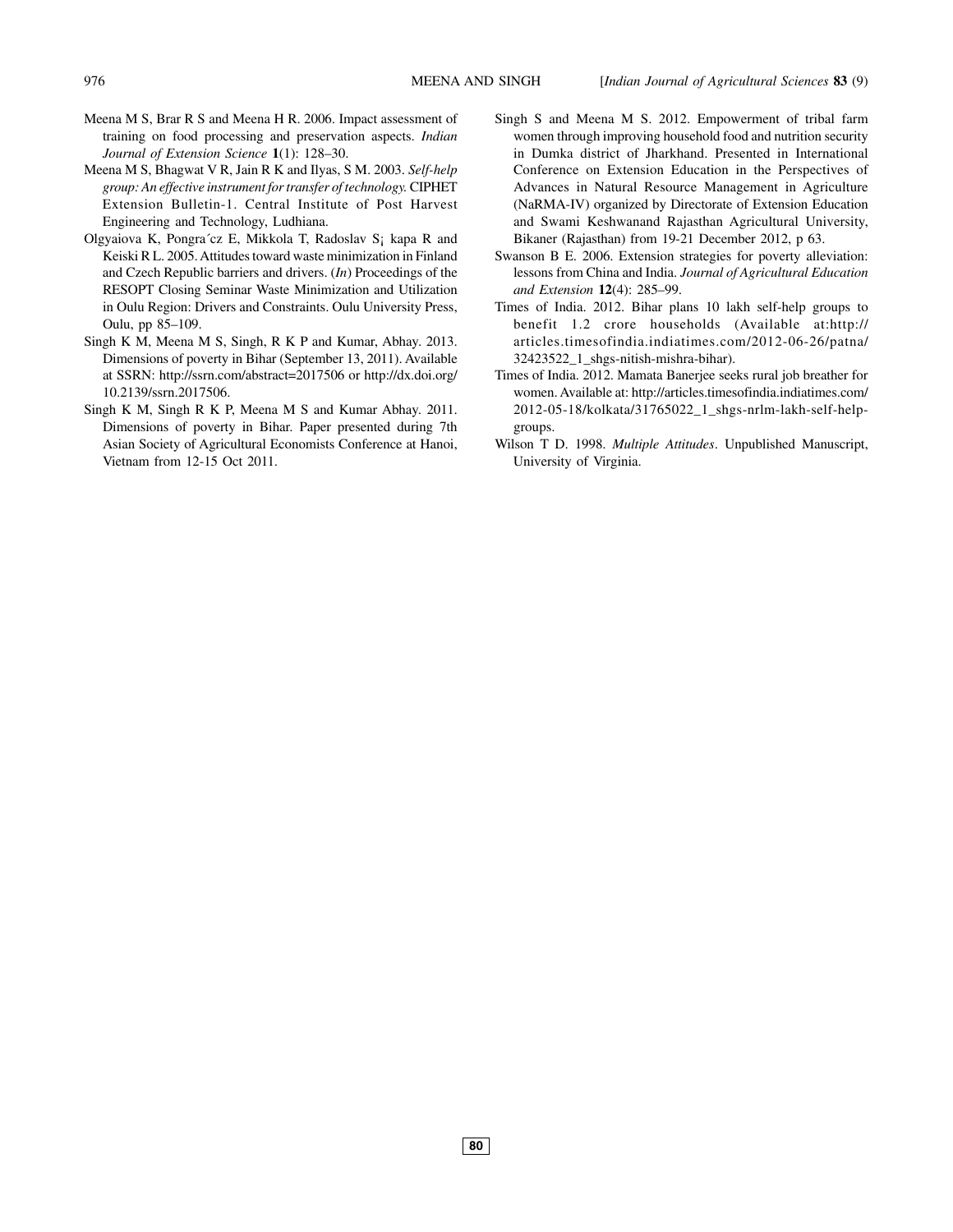Meena M S, Brar R S and Meena H R. 2006. Impact assessment of training on food processing and preservation aspects. *Indian Journal of Extension Science* **1**(1): 128–30.

Meena M S, Bhagwat V R, Jain R K and Ilyas, S M. 2003. *Self-help group: An effective instrument for transfer of technology.* CIPHET Extension Bulletin-1. Central Institute of Post Harvest Engineering and Technology, Ludhiana.

Olgyaiova K, Pongra´cz E, Mikkola T, Radoslav S¡ kapa R and Keiski R L. 2005. Attitudes toward waste minimization in Finland and Czech Republic barriers and drivers. (*In*) Proceedings of the RESOPT Closing Seminar Waste Minimization and Utilization in Oulu Region: Drivers and Constraints. Oulu University Press, Oulu, pp 85–109.

Singh K M, Meena M S, Singh, R K P and Kumar, Abhay. 2013. Dimensions of poverty in Bihar (September 13, 2011). Available at SSRN: http://ssrn.com/abstract=2017506 or http://dx.doi.org/10.2139/ssrn.2017506.

Singh K M, Singh R K P, Meena M S and Kumar Abhay. 2011. Dimensions of poverty in Bihar. Paper presented during 7th Asian Society of Agricultural Economists Conference at Hanoi, Vietnam from 12-15 Oct 2011.

Singh S and Meena M S. 2012. Empowerment of tribal farm women through improving household food and nutrition security in Dumka district of Jharkhand. Presented in International Conference on Extension Education in the Perspectives of Advances in Natural Resource Management in Agriculture (NaRMA-IV) organized by Directorate of Extension Education and Swami Keshwanand Rajasthan Agricultural University, Bikaner (Rajasthan) from 19-21 December 2012, p 63.

Swanson B E. 2006. Extension strategies for poverty alleviation: lessons from China and India. *Journal of Agricultural Education and Extension* **12**(4): 285–99.

Times of India. 2012. Bihar plans 10 lakh self-help groups to benefit 1.2 crore households (Available at:http://articles.timesofindia.indiatimes.com/2012-06-26/patna/32423522_1_shgs-nitish-mishra-bihar).

Times of India. 2012. Mamata Banerjee seeks rural job breather for women. Available at: http://articles.timesofindia.indiatimes.com/2012-05-18/kolkata/31765022_1_shgs-nrlm-lakh-self-help-groups.

Wilson T D. 1998. *Multiple Attitudes*. Unpublished Manuscript, University of Virginia.